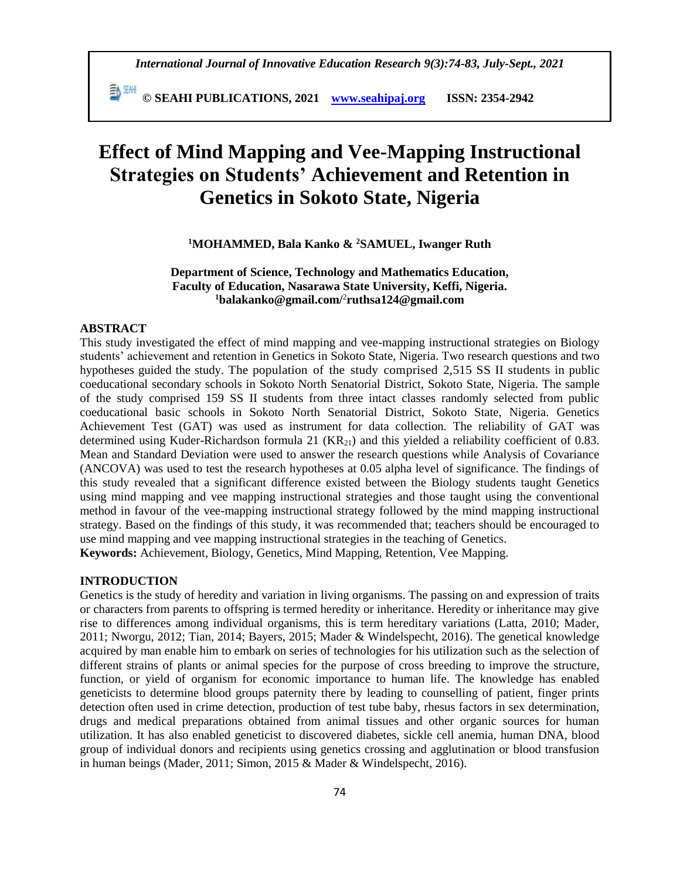# Effect of Mind Mapping and Vee-Mapping Instructional Strategies on Students' Achievement and Retention in Genetics in Sokoto State, Nigeria

**[1]MOHAMMED, Bala Kanko & [2]SAMUEL, Iwanger Ruth**

**Department of Science, Technology and Mathematics Education,**
**Faculty of Education, Nasarawa State University, Keffi, Nigeria.**
**[1]balakanko@gmail.com/[2]ruthsa124@gmail.com**

## ABSTRACT

This study investigated the effect of mind mapping and vee-mapping instructional strategies on Biology students' achievement and retention in Genetics in Sokoto State, Nigeria. Two research questions and two hypotheses guided the study. The population of the study comprised 2,515 SS II students in public coeducational secondary schools in Sokoto North Senatorial District, Sokoto State, Nigeria. The sample of the study comprised 159 SS II students from three intact classes randomly selected from public coeducational basic schools in Sokoto North Senatorial District, Sokoto State, Nigeria. Genetics Achievement Test (GAT) was used as instrument for data collection. The reliability of GAT was determined using Kuder-Richardson formula 21 ($KR_{21}$) and this yielded a reliability coefficient of 0.83. Mean and Standard Deviation were used to answer the research questions while Analysis of Covariance (ANCOVA) was used to test the research hypotheses at 0.05 alpha level of significance. The findings of this study revealed that a significant difference existed between the Biology students taught Genetics using mind mapping and vee mapping instructional strategies and those taught using the conventional method in favour of the vee-mapping instructional strategy followed by the mind mapping instructional strategy. Based on the findings of this study, it was recommended that; teachers should be encouraged to use mind mapping and vee mapping instructional strategies in the teaching of Genetics.

**Keywords:** Achievement, Biology, Genetics, Mind Mapping, Retention, Vee Mapping.

## INTRODUCTION

Genetics is the study of heredity and variation in living organisms. The passing on and expression of traits or characters from parents to offspring is termed heredity or inheritance. Heredity or inheritance may give rise to differences among individual organisms, this is term hereditary variations (Latta, 2010; Mader, 2011; Nworgu, 2012; Tian, 2014; Bayers, 2015; Mader & Windelspecht, 2016). The genetical knowledge acquired by man enable him to embark on series of technologies for his utilization such as the selection of different strains of plants or animal species for the purpose of cross breeding to improve the structure, function, or yield of organism for economic importance to human life. The knowledge has enabled geneticists to determine blood groups paternity there by leading to counselling of patient, finger prints detection often used in crime detection, production of test tube baby, rhesus factors in sex determination, drugs and medical preparations obtained from animal tissues and other organic sources for human utilization. It has also enabled geneticist to discovered diabetes, sickle cell anemia, human DNA, blood group of individual donors and recipients using genetics crossing and agglutination or blood transfusion in human beings (Mader, 2011; Simon, 2015 & Mader & Windelspecht, 2016).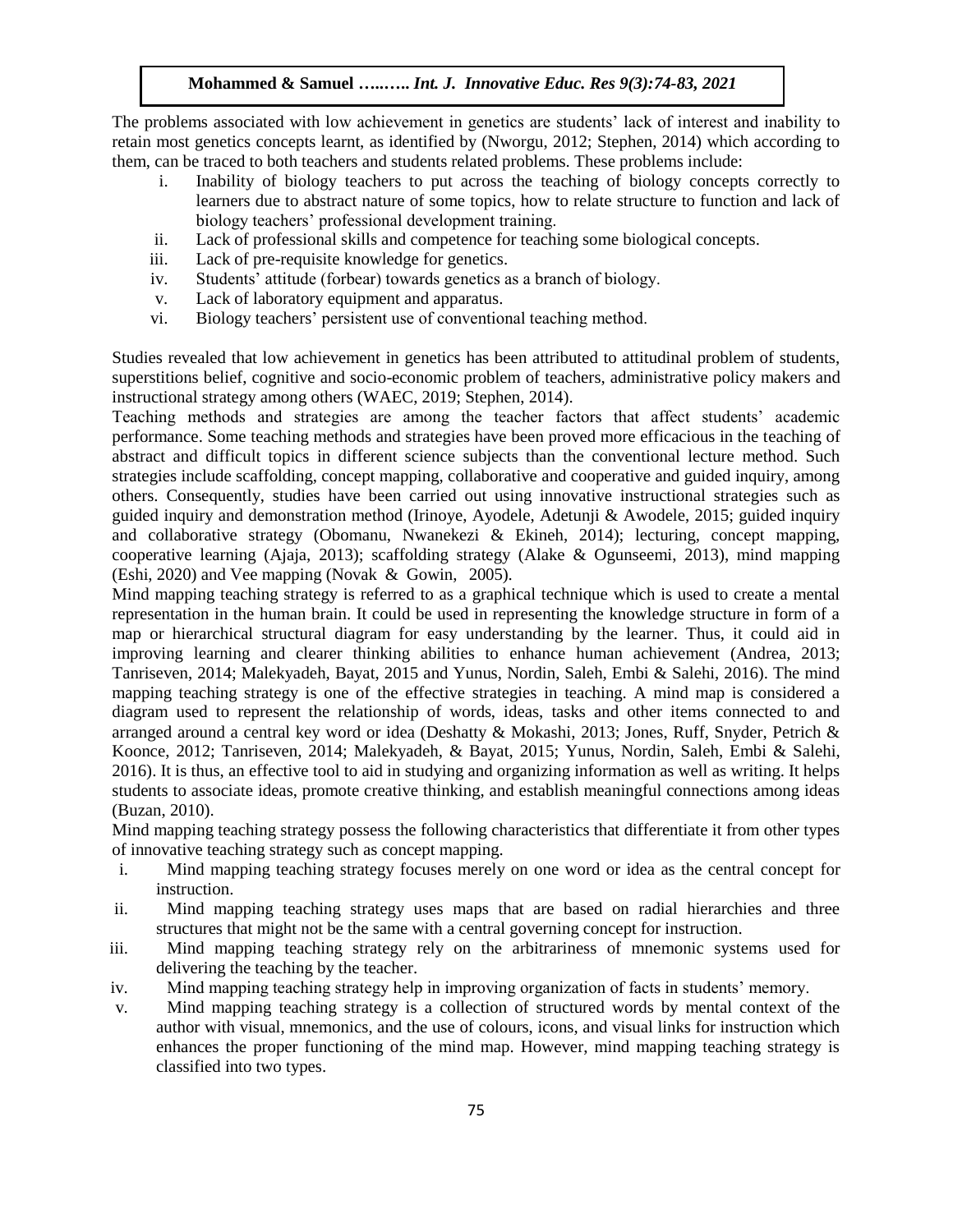The problems associated with low achievement in genetics are students' lack of interest and inability to retain most genetics concepts learnt, as identified by (Nworgu, 2012; Stephen, 2014) which according to them, can be traced to both teachers and students related problems. These problems include:

i. Inability of biology teachers to put across the teaching of biology concepts correctly to learners due to abstract nature of some topics, how to relate structure to function and lack of biology teachers' professional development training.
ii. Lack of professional skills and competence for teaching some biological concepts.
iii. Lack of pre-requisite knowledge for genetics.
iv. Students' attitude (forbear) towards genetics as a branch of biology.
v. Lack of laboratory equipment and apparatus.
vi. Biology teachers' persistent use of conventional teaching method.

Studies revealed that low achievement in genetics has been attributed to attitudinal problem of students, superstitions belief, cognitive and socio-economic problem of teachers, administrative policy makers and instructional strategy among others (WAEC, 2019; Stephen, 2014).

Teaching methods and strategies are among the teacher factors that affect students' academic performance. Some teaching methods and strategies have been proved more efficacious in the teaching of abstract and difficult topics in different science subjects than the conventional lecture method. Such strategies include scaffolding, concept mapping, collaborative and cooperative and guided inquiry, among others. Consequently, studies have been carried out using innovative instructional strategies such as guided inquiry and demonstration method (Irinoye, Ayodele, Adetunji & Awodele, 2015; guided inquiry and collaborative strategy (Obomanu, Nwanekezi & Ekineh, 2014); lecturing, concept mapping, cooperative learning (Ajaja, 2013); scaffolding strategy (Alake & Ogunseemi, 2013), mind mapping (Eshi, 2020) and Vee mapping (Novak & Gowin, 2005).

Mind mapping teaching strategy is referred to as a graphical technique which is used to create a mental representation in the human brain. It could be used in representing the knowledge structure in form of a map or hierarchical structural diagram for easy understanding by the learner. Thus, it could aid in improving learning and clearer thinking abilities to enhance human achievement (Andrea, 2013; Tanriseven, 2014; Malekyadeh, Bayat, 2015 and Yunus, Nordin, Saleh, Embi & Salehi, 2016). The mind mapping teaching strategy is one of the effective strategies in teaching. A mind map is considered a diagram used to represent the relationship of words, ideas, tasks and other items connected to and arranged around a central key word or idea (Deshatty & Mokashi, 2013; Jones, Ruff, Snyder, Petrich & Koonce, 2012; Tanriseven, 2014; Malekyadeh, & Bayat, 2015; Yunus, Nordin, Saleh, Embi & Salehi, 2016). It is thus, an effective tool to aid in studying and organizing information as well as writing. It helps students to associate ideas, promote creative thinking, and establish meaningful connections among ideas (Buzan, 2010).

Mind mapping teaching strategy possess the following characteristics that differentiate it from other types of innovative teaching strategy such as concept mapping.

i. Mind mapping teaching strategy focuses merely on one word or idea as the central concept for instruction.
ii. Mind mapping teaching strategy uses maps that are based on radial hierarchies and three structures that might not be the same with a central governing concept for instruction.
iii. Mind mapping teaching strategy rely on the arbitrariness of mnemonic systems used for delivering the teaching by the teacher.
iv. Mind mapping teaching strategy help in improving organization of facts in students' memory.
v. Mind mapping teaching strategy is a collection of structured words by mental context of the author with visual, mnemonics, and the use of colours, icons, and visual links for instruction which enhances the proper functioning of the mind map. However, mind mapping teaching strategy is classified into two types.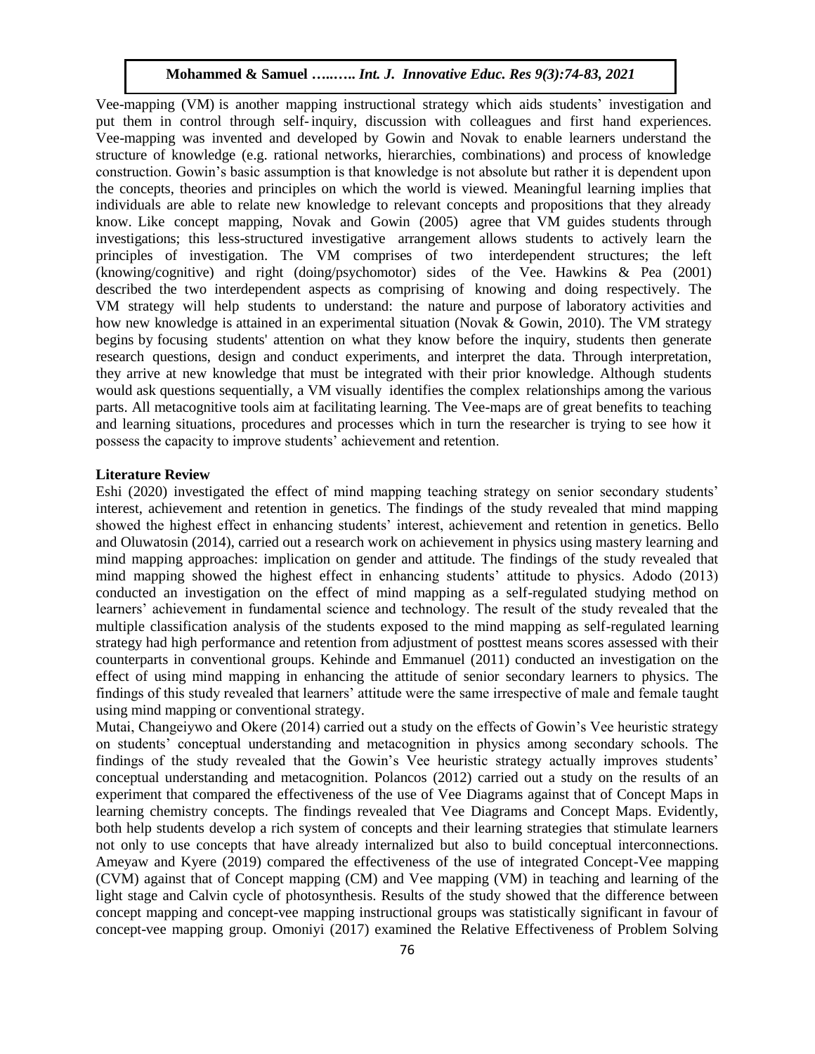Vee-mapping (VM) is another mapping instructional strategy which aids students' investigation and put them in control through self-inquiry, discussion with colleagues and first hand experiences. Vee-mapping was invented and developed by Gowin and Novak to enable learners understand the structure of knowledge (e.g. rational networks, hierarchies, combinations) and process of knowledge construction. Gowin's basic assumption is that knowledge is not absolute but rather it is dependent upon the concepts, theories and principles on which the world is viewed. Meaningful learning implies that individuals are able to relate new knowledge to relevant concepts and propositions that they already know. Like concept mapping, Novak and Gowin (2005) agree that VM guides students through investigations; this less-structured investigative arrangement allows students to actively learn the principles of investigation. The VM comprises of two interdependent structures; the left (knowing/cognitive) and right (doing/psychomotor) sides of the Vee. Hawkins & Pea (2001) described the two interdependent aspects as comprising of knowing and doing respectively. The VM strategy will help students to understand: the nature and purpose of laboratory activities and how new knowledge is attained in an experimental situation (Novak & Gowin, 2010). The VM strategy begins by focusing students' attention on what they know before the inquiry, students then generate research questions, design and conduct experiments, and interpret the data. Through interpretation, they arrive at new knowledge that must be integrated with their prior knowledge. Although students would ask questions sequentially, a VM visually identifies the complex relationships among the various parts. All metacognitive tools aim at facilitating learning. The Vee-maps are of great benefits to teaching and learning situations, procedures and processes which in turn the researcher is trying to see how it possess the capacity to improve students' achievement and retention.

## Literature Review

Eshi (2020) investigated the effect of mind mapping teaching strategy on senior secondary students' interest, achievement and retention in genetics. The findings of the study revealed that mind mapping showed the highest effect in enhancing students' interest, achievement and retention in genetics. Bello and Oluwatosin (2014), carried out a research work on achievement in physics using mastery learning and mind mapping approaches: implication on gender and attitude. The findings of the study revealed that mind mapping showed the highest effect in enhancing students' attitude to physics. Adodo (2013) conducted an investigation on the effect of mind mapping as a self-regulated studying method on learners' achievement in fundamental science and technology. The result of the study revealed that the multiple classification analysis of the students exposed to the mind mapping as self-regulated learning strategy had high performance and retention from adjustment of posttest means scores assessed with their counterparts in conventional groups. Kehinde and Emmanuel (2011) conducted an investigation on the effect of using mind mapping in enhancing the attitude of senior secondary learners to physics. The findings of this study revealed that learners' attitude were the same irrespective of male and female taught using mind mapping or conventional strategy.

Mutai, Changeiywo and Okere (2014) carried out a study on the effects of Gowin's Vee heuristic strategy on students' conceptual understanding and metacognition in physics among secondary schools. The findings of the study revealed that the Gowin's Vee heuristic strategy actually improves students' conceptual understanding and metacognition. Polancos (2012) carried out a study on the results of an experiment that compared the effectiveness of the use of Vee Diagrams against that of Concept Maps in learning chemistry concepts. The findings revealed that Vee Diagrams and Concept Maps. Evidently, both help students develop a rich system of concepts and their learning strategies that stimulate learners not only to use concepts that have already internalized but also to build conceptual interconnections. Ameyaw and Kyere (2019) compared the effectiveness of the use of integrated Concept-Vee mapping (CVM) against that of Concept mapping (CM) and Vee mapping (VM) in teaching and learning of the light stage and Calvin cycle of photosynthesis. Results of the study showed that the difference between concept mapping and concept-vee mapping instructional groups was statistically significant in favour of concept-vee mapping group. Omoniyi (2017) examined the Relative Effectiveness of Problem Solving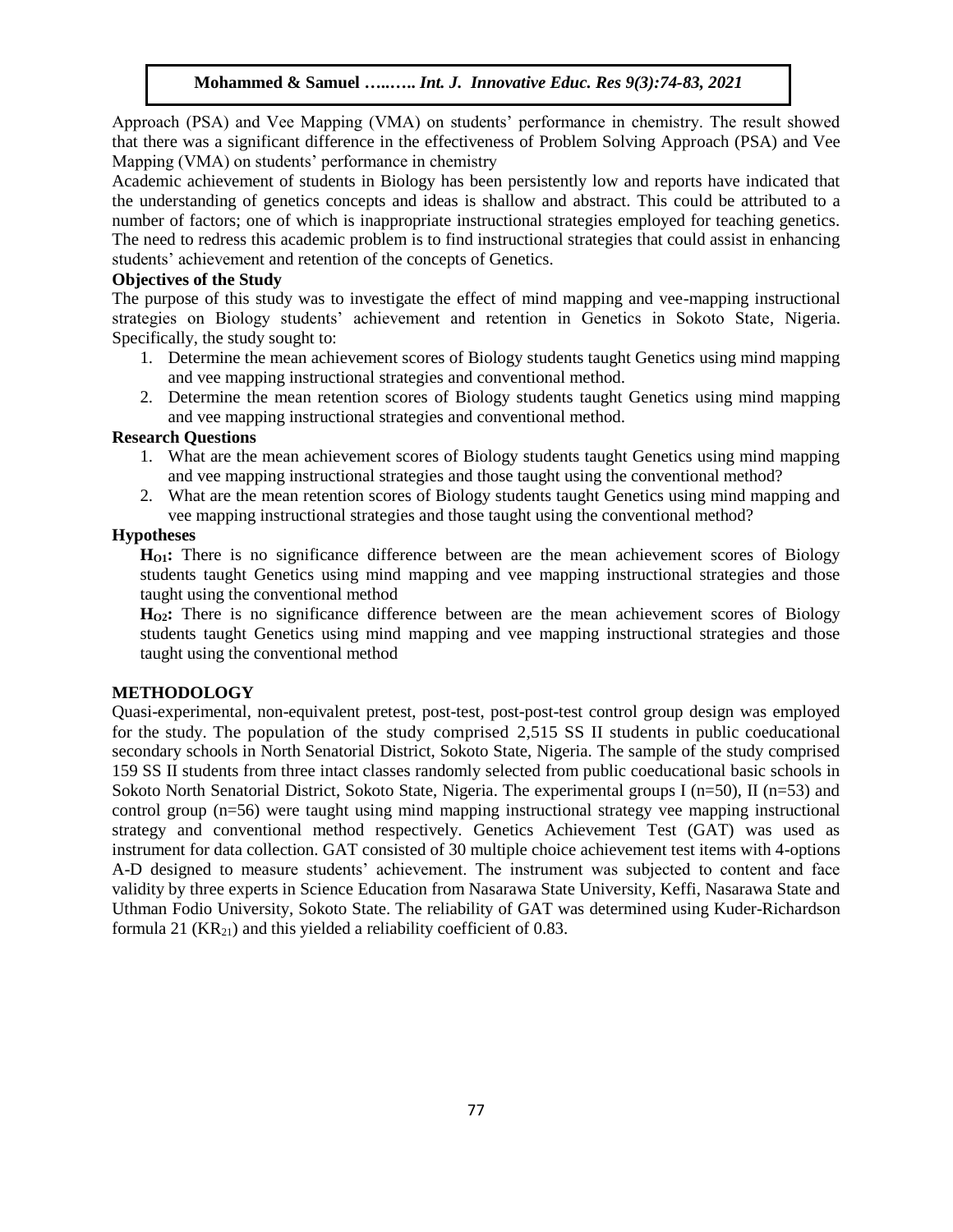Approach (PSA) and Vee Mapping (VMA) on students' performance in chemistry. The result showed that there was a significant difference in the effectiveness of Problem Solving Approach (PSA) and Vee Mapping (VMA) on students' performance in chemistry

Academic achievement of students in Biology has been persistently low and reports have indicated that the understanding of genetics concepts and ideas is shallow and abstract. This could be attributed to a number of factors; one of which is inappropriate instructional strategies employed for teaching genetics. The need to redress this academic problem is to find instructional strategies that could assist in enhancing students' achievement and retention of the concepts of Genetics.

### Objectives of the Study

The purpose of this study was to investigate the effect of mind mapping and vee-mapping instructional strategies on Biology students' achievement and retention in Genetics in Sokoto State, Nigeria. Specifically, the study sought to:

1. Determine the mean achievement scores of Biology students taught Genetics using mind mapping and vee mapping instructional strategies and conventional method.
2. Determine the mean retention scores of Biology students taught Genetics using mind mapping and vee mapping instructional strategies and conventional method.

### Research Questions

1. What are the mean achievement scores of Biology students taught Genetics using mind mapping and vee mapping instructional strategies and those taught using the conventional method?
2. What are the mean retention scores of Biology students taught Genetics using mind mapping and vee mapping instructional strategies and those taught using the conventional method?

### Hypotheses

**$H_{O1}$:** There is no significance difference between are the mean achievement scores of Biology students taught Genetics using mind mapping and vee mapping instructional strategies and those taught using the conventional method

**$H_{O2}$:** There is no significance difference between are the mean achievement scores of Biology students taught Genetics using mind mapping and vee mapping instructional strategies and those taught using the conventional method

## METHODOLOGY

Quasi-experimental, non-equivalent pretest, post-test, post-post-test control group design was employed for the study. The population of the study comprised 2,515 SS II students in public coeducational secondary schools in North Senatorial District, Sokoto State, Nigeria. The sample of the study comprised 159 SS II students from three intact classes randomly selected from public coeducational basic schools in Sokoto North Senatorial District, Sokoto State, Nigeria. The experimental groups I (n=50), II (n=53) and control group (n=56) were taught using mind mapping instructional strategy vee mapping instructional strategy and conventional method respectively. Genetics Achievement Test (GAT) was used as instrument for data collection. GAT consisted of 30 multiple choice achievement test items with 4-options A-D designed to measure students' achievement. The instrument was subjected to content and face validity by three experts in Science Education from Nasarawa State University, Keffi, Nasarawa State and Uthman Fodio University, Sokoto State. The reliability of GAT was determined using Kuder-Richardson formula 21 ($KR_{21}$) and this yielded a reliability coefficient of 0.83.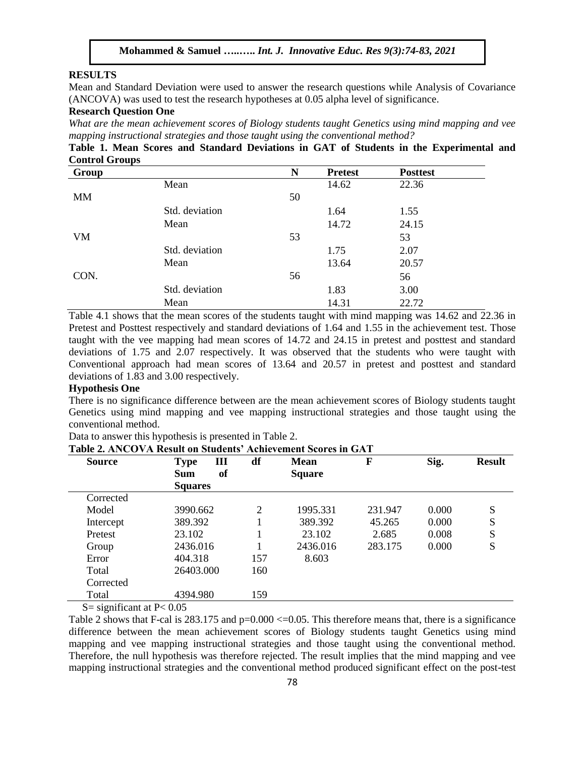## RESULTS

Mean and Standard Deviation were used to answer the research questions while Analysis of Covariance (ANCOVA) was used to test the research hypotheses at 0.05 alpha level of significance.

### Research Question One

*What are the mean achievement scores of Biology students taught Genetics using mind mapping and vee mapping instructional strategies and those taught using the conventional method?*

**Table 1. Mean Scores and Standard Deviations in GAT of Students in the Experimental and Control Groups**

| Group | | N | Pretest | Posttest |
|---|---|---|---|---|
| | Mean | | 14.62 | 22.36 |
| MM | | 50 | | |
| | Std. deviation | | 1.64 | 1.55 |
| | Mean | | 14.72 | 24.15 |
| VM | | 53 | | 53 |
| | Std. deviation | | 1.75 | 2.07 |
| | Mean | | 13.64 | 20.57 |
| CON. | | 56 | | 56 |
| | Std. deviation | | 1.83 | 3.00 |
| | Mean | | 14.31 | 22.72 |

Table 4.1 shows that the mean scores of the students taught with mind mapping was 14.62 and 22.36 in Pretest and Posttest respectively and standard deviations of 1.64 and 1.55 in the achievement test. Those taught with the vee mapping had mean scores of 14.72 and 24.15 in pretest and posttest and standard deviations of 1.75 and 2.07 respectively. It was observed that the students who were taught with Conventional approach had mean scores of 13.64 and 20.57 in pretest and posttest and standard deviations of 1.83 and 3.00 respectively.

### Hypothesis One

There is no significance difference between are the mean achievement scores of Biology students taught Genetics using mind mapping and vee mapping instructional strategies and those taught using the conventional method.

Data to answer this hypothesis is presented in Table 2.

**Table 2. ANCOVA Result on Students' Achievement Scores in GAT**

| Source | Type III Sum of Squares | df | Mean Square | F | Sig. | Result |
|---|---|---|---|---|---|---|
| Corrected Model | 3990.662 | 2 | 1995.331 | 231.947 | 0.000 | S |
| Intercept | 389.392 | 1 | 389.392 | 45.265 | 0.000 | S |
| Pretest | 23.102 | 1 | 23.102 | 2.685 | 0.008 | S |
| Group | 2436.016 | 1 | 2436.016 | 283.175 | 0.000 | S |
| Error | 404.318 | 157 | 8.603 | | | |
| Total | 26403.000 | 160 | | | | |
| Corrected Total | 4394.980 | 159 | | | | |

S= significant at $P< 0.05$

Table 2 shows that F-cal is 283.175 and $p=0.000 <=0.05$. This therefore means that, there is a significance difference between the mean achievement scores of Biology students taught Genetics using mind mapping and vee mapping instructional strategies and those taught using the conventional method. Therefore, the null hypothesis was therefore rejected. The result implies that the mind mapping and vee mapping instructional strategies and the conventional method produced significant effect on the post-test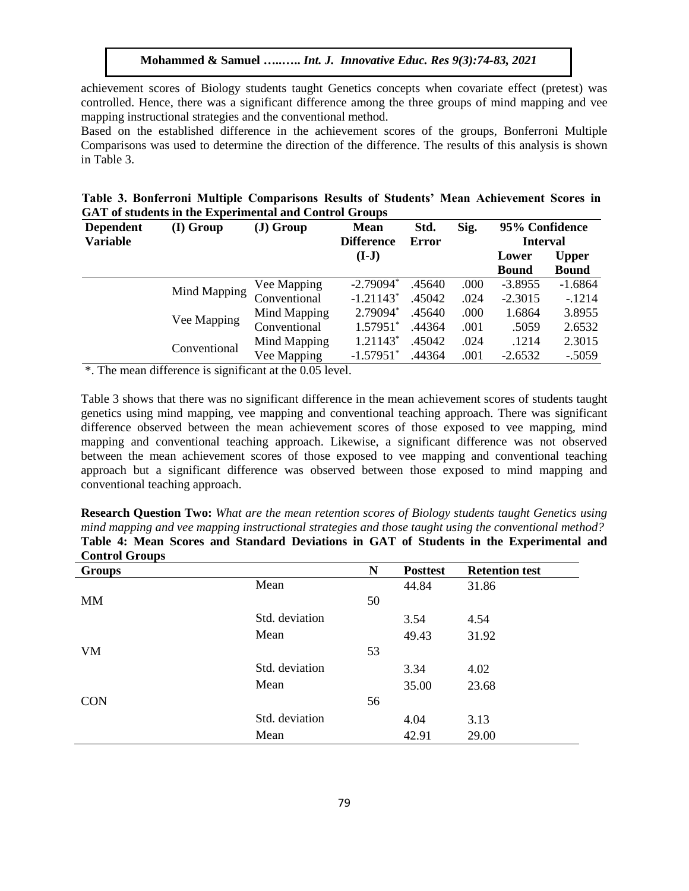achievement scores of Biology students taught Genetics concepts when covariate effect (pretest) was controlled. Hence, there was a significant difference among the three groups of mind mapping and vee mapping instructional strategies and the conventional method.

Based on the established difference in the achievement scores of the groups, Bonferroni Multiple Comparisons was used to determine the direction of the difference. The results of this analysis is shown in Table 3.

**Table 3. Bonferroni Multiple Comparisons Results of Students' Mean Achievement Scores in GAT of students in the Experimental and Control Groups**

| Dependent Variable | (I) Group | (J) Group | Mean Difference (I-J) | Std. Error | Sig. | 95% Confidence Interval | |
|---|---|---|---|---|---|---|---|
| | | | | | | Lower Bound | Upper Bound |
| | Mind Mapping | Vee Mapping | -2.79094* | .45640 | .000 | -3.8955 | -1.6864 |
| | | Conventional | -1.21143* | .45042 | .024 | -2.3015 | -.1214 |
| | Vee Mapping | Mind Mapping | 2.79094* | .45640 | .000 | 1.6864 | 3.8955 |
| | | Conventional | 1.57951* | .44364 | .001 | .5059 | 2.6532 |
| | Conventional | Mind Mapping | 1.21143* | .45042 | .024 | .1214 | 2.3015 |
| | | Vee Mapping | -1.57951* | .44364 | .001 | -2.6532 | -.5059 |

*. The mean difference is significant at the 0.05 level.

Table 3 shows that there was no significant difference in the mean achievement scores of students taught genetics using mind mapping, vee mapping and conventional teaching approach. There was significant difference observed between the mean achievement scores of those exposed to vee mapping, mind mapping and conventional teaching approach. Likewise, a significant difference was not observed between the mean achievement scores of those exposed to vee mapping and conventional teaching approach but a significant difference was observed between those exposed to mind mapping and conventional teaching approach.

**Research Question Two:** *What are the mean retention scores of Biology students taught Genetics using mind mapping and vee mapping instructional strategies and those taught using the conventional method?*

**Table 4: Mean Scores and Standard Deviations in GAT of Students in the Experimental and Control Groups**

| Groups | | N | Posttest | Retention test |
|---|---|---|---|---|
| MM | Mean | 50 | 44.84 | 31.86 |
| | Std. deviation | | 3.54 | 4.54 |
| VM | Mean | 53 | 49.43 | 31.92 |
| | Std. deviation | | 3.34 | 4.02 |
| CON | Mean | 56 | 35.00 | 23.68 |
| | Std. deviation | | 4.04 | 3.13 |
| | Mean | | 42.91 | 29.00 |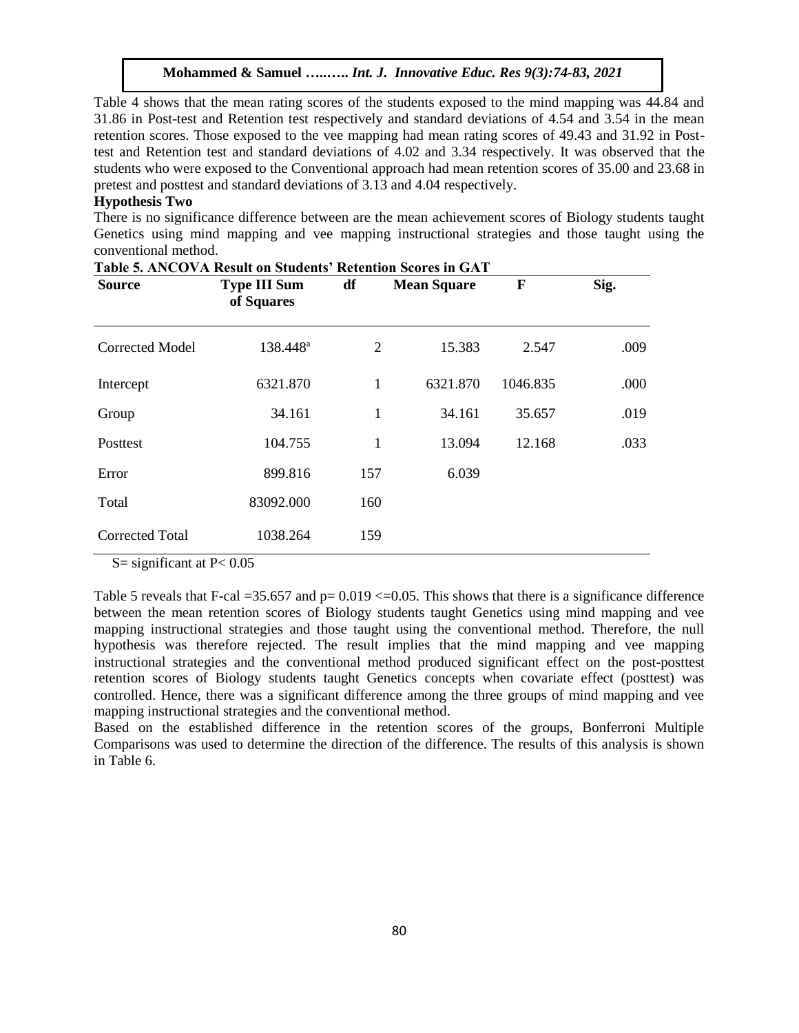Table 4 shows that the mean rating scores of the students exposed to the mind mapping was 44.84 and 31.86 in Post-test and Retention test respectively and standard deviations of 4.54 and 3.54 in the mean retention scores. Those exposed to the vee mapping had mean rating scores of 49.43 and 31.92 in Post-test and Retention test and standard deviations of 4.02 and 3.34 respectively. It was observed that the students who were exposed to the Conventional approach had mean retention scores of 35.00 and 23.68 in pretest and posttest and standard deviations of 3.13 and 4.04 respectively.

**Hypothesis Two**

There is no significance difference between are the mean achievement scores of Biology students taught Genetics using mind mapping and vee mapping instructional strategies and those taught using the conventional method.

**Table 5. ANCOVA Result on Students' Retention Scores in GAT**

| Source | Type III Sum of Squares | df | Mean Square | F | Sig. |
|---|---|---|---|---|---|
| Corrected Model | 138.448[a] | 2 | 15.383 | 2.547 | .009 |
| Intercept | 6321.870 | 1 | 6321.870 | 1046.835 | .000 |
| Group | 34.161 | 1 | 34.161 | 35.657 | .019 |
| Posttest | 104.755 | 1 | 13.094 | 12.168 | .033 |
| Error | 899.816 | 157 | 6.039 | | |
| Total | 83092.000 | 160 | | | |
| Corrected Total | 1038.264 | 159 | | | |

S= significant at $P< 0.05$

Table 5 reveals that F-cal =35.657 and $p= 0.019 <=0.05$. This shows that there is a significance difference between the mean retention scores of Biology students taught Genetics using mind mapping and vee mapping instructional strategies and those taught using the conventional method. Therefore, the null hypothesis was therefore rejected. The result implies that the mind mapping and vee mapping instructional strategies and the conventional method produced significant effect on the post-posttest retention scores of Biology students taught Genetics concepts when covariate effect (posttest) was controlled. Hence, there was a significant difference among the three groups of mind mapping and vee mapping instructional strategies and the conventional method.

Based on the established difference in the retention scores of the groups, Bonferroni Multiple Comparisons was used to determine the direction of the difference. The results of this analysis is shown in Table 6.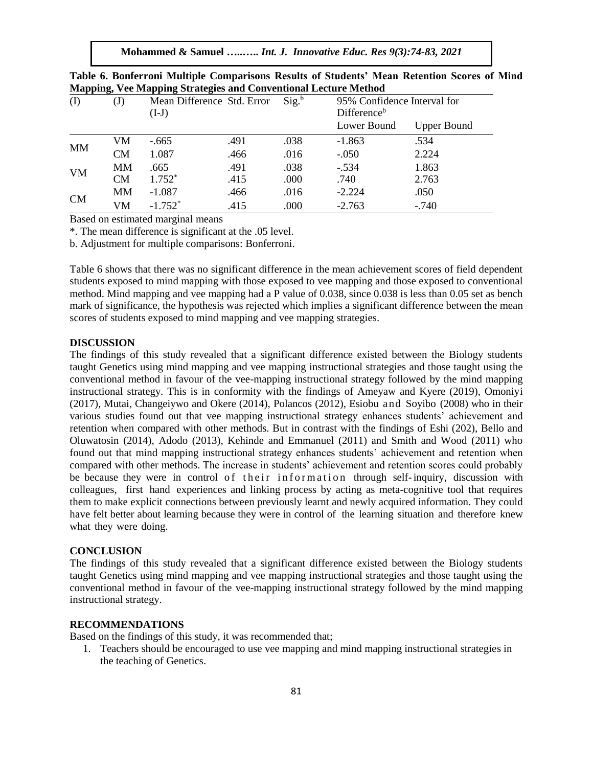**Table 6. Bonferroni Multiple Comparisons Results of Students' Mean Retention Scores of Mind Mapping, Vee Mapping Strategies and Conventional Lecture Method**

| (I) | (J) | Mean Difference (I-J) | Std. Error | Sig.[b] | 95% Confidence Interval for Difference[b] | |
|---|---|---|---|---|---|---|
| | | | | | Lower Bound | Upper Bound |
| MM | VM | -.665 | .491 | .038 | -1.863 | .534 |
| | CM | 1.087 | .466 | .016 | -.050 | 2.224 |
| VM | MM | .665 | .491 | .038 | -.534 | 1.863 |
| | CM | 1.752* | .415 | .000 | .740 | 2.763 |
| CM | MM | -1.087 | .466 | .016 | -2.224 | .050 |
| | VM | -1.752* | .415 | .000 | -2.763 | -.740 |

Based on estimated marginal means

*. The mean difference is significant at the .05 level.

b. Adjustment for multiple comparisons: Bonferroni.

Table 6 shows that there was no significant difference in the mean achievement scores of field dependent students exposed to mind mapping with those exposed to vee mapping and those exposed to conventional method. Mind mapping and vee mapping had a P value of 0.038, since 0.038 is less than 0.05 set as bench mark of significance, the hypothesis was rejected which implies a significant difference between the mean scores of students exposed to mind mapping and vee mapping strategies.

## DISCUSSION

The findings of this study revealed that a significant difference existed between the Biology students taught Genetics using mind mapping and vee mapping instructional strategies and those taught using the conventional method in favour of the vee-mapping instructional strategy followed by the mind mapping instructional strategy. This is in conformity with the findings of Ameyaw and Kyere (2019), Omoniyi (2017), Mutai, Changeiywo and Okere (2014), Polancos (2012), Esiobu and Soyibo (2008) who in their various studies found out that vee mapping instructional strategy enhances students' achievement and retention when compared with other methods. But in contrast with the findings of Eshi (202), Bello and Oluwatosin (2014), Adodo (2013), Kehinde and Emmanuel (2011) and Smith and Wood (2011) who found out that mind mapping instructional strategy enhances students' achievement and retention when compared with other methods. The increase in students' achievement and retention scores could probably be because they were in control of their information through self-inquiry, discussion with colleagues, first hand experiences and linking process by acting as meta-cognitive tool that requires them to make explicit connections between previously learnt and newly acquired information. They could have felt better about learning because they were in control of the learning situation and therefore knew what they were doing.

## CONCLUSION

The findings of this study revealed that a significant difference existed between the Biology students taught Genetics using mind mapping and vee mapping instructional strategies and those taught using the conventional method in favour of the vee-mapping instructional strategy followed by the mind mapping instructional strategy.

## RECOMMENDATIONS

Based on the findings of this study, it was recommended that;

1. Teachers should be encouraged to use vee mapping and mind mapping instructional strategies in the teaching of Genetics.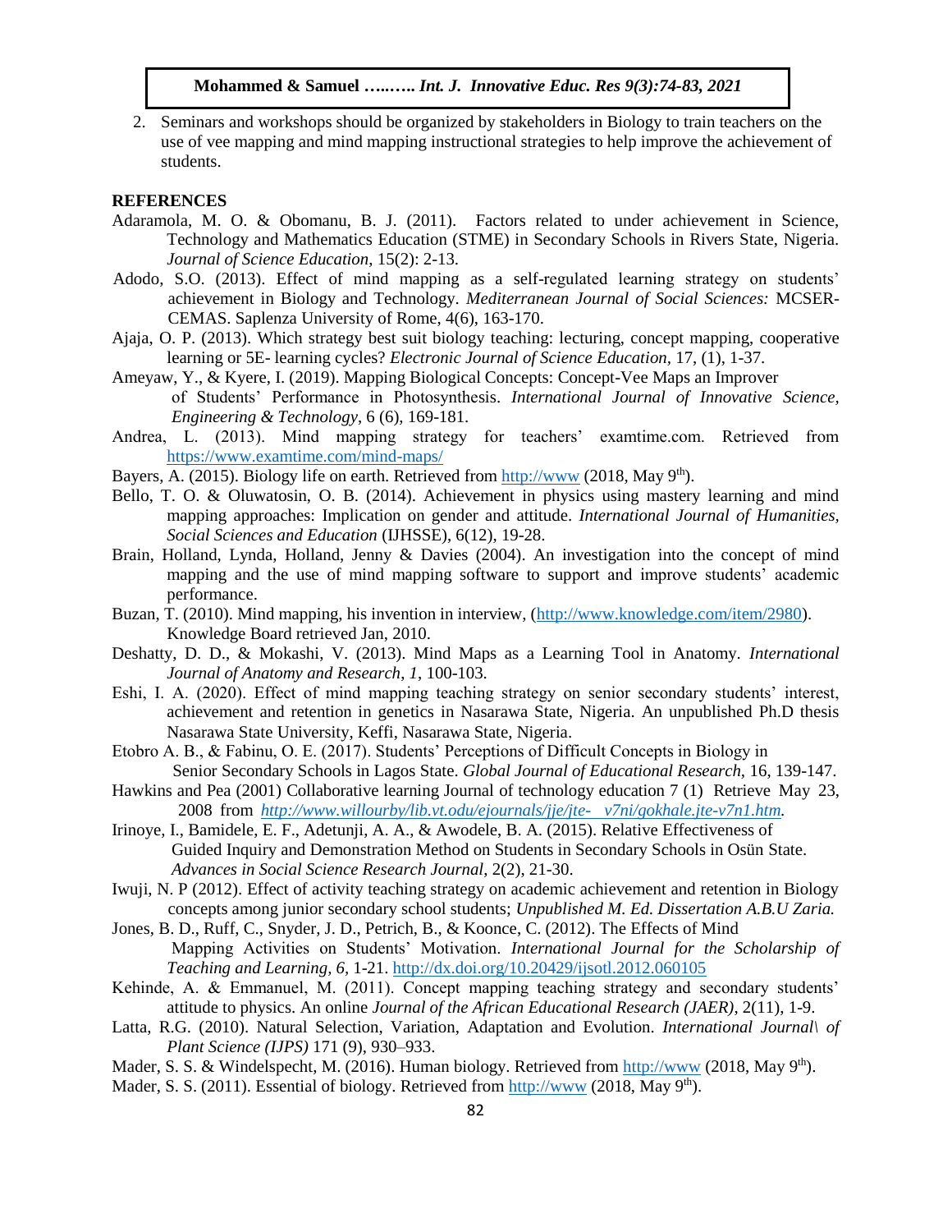2. Seminars and workshops should be organized by stakeholders in Biology to train teachers on the use of vee mapping and mind mapping instructional strategies to help improve the achievement of students.

## REFERENCES

Adaramola, M. O. & Obomanu, B. J. (2011). Factors related to under achievement in Science, Technology and Mathematics Education (STME) in Secondary Schools in Rivers State, Nigeria. *Journal of Science Education*, 15(2): 2-13.

Adodo, S.O. (2013). Effect of mind mapping as a self-regulated learning strategy on students' achievement in Biology and Technology. *Mediterranean Journal of Social Sciences:* MCSER-CEMAS. Saplenza University of Rome, 4(6), 163-170.

Ajaja, O. P. (2013). Which strategy best suit biology teaching: lecturing, concept mapping, cooperative learning or 5E- learning cycles? *Electronic Journal of Science Education*, 17, (1), 1-37.

Ameyaw, Y., & Kyere, I. (2019). Mapping Biological Concepts: Concept-Vee Maps an Improver of Students' Performance in Photosynthesis. *International Journal of Innovative Science, Engineering & Technology*, 6 (6), 169-181.

Andrea, L. (2013). Mind mapping strategy for teachers' examtime.com. Retrieved from https://www.examtime.com/mind-maps/

Bayers, A. (2015). Biology life on earth. Retrieved from http://www (2018, May 9th).

Bello, T. O. & Oluwatosin, O. B. (2014). Achievement in physics using mastery learning and mind mapping approaches: Implication on gender and attitude. *International Journal of Humanities, Social Sciences and Education* (IJHSSE), 6(12), 19-28.

Brain, Holland, Lynda, Holland, Jenny & Davies (2004). An investigation into the concept of mind mapping and the use of mind mapping software to support and improve students' academic performance.

Buzan, T. (2010). Mind mapping, his invention in interview, (http://www.knowledge.com/item/2980). Knowledge Board retrieved Jan, 2010.

Deshatty, D. D., & Mokashi, V. (2013). Mind Maps as a Learning Tool in Anatomy. *International Journal of Anatomy and Research, 1*, 100-103.

Eshi, I. A. (2020). Effect of mind mapping teaching strategy on senior secondary students' interest, achievement and retention in genetics in Nasarawa State, Nigeria. An unpublished Ph.D thesis Nasarawa State University, Keffi, Nasarawa State, Nigeria.

Etobro A. B., & Fabinu, O. E. (2017). Students' Perceptions of Difficult Concepts in Biology in Senior Secondary Schools in Lagos State. *Global Journal of Educational Research*, 16, 139-147.

Hawkins and Pea (2001) Collaborative learning Journal of technology education 7 (1) Retrieve May 23, 2008 from *http://www.willourby/lib.vt.odu/ejournals/jje/jte- v7ni/gokhale.jte-v7n1.htm.*

Irinoye, I., Bamidele, E. F., Adetunji, A. A., & Awodele, B. A. (2015). Relative Effectiveness of Guided Inquiry and Demonstration Method on Students in Secondary Schools in Osün State. *Advances in Social Science Research Journal*, 2(2), 21-30.

Iwuji, N. P (2012). Effect of activity teaching strategy on academic achievement and retention in Biology concepts among junior secondary school students; *Unpublished M. Ed. Dissertation A.B.U Zaria.*

Jones, B. D., Ruff, C., Snyder, J. D., Petrich, B., & Koonce, C. (2012). The Effects of Mind Mapping Activities on Students' Motivation. *International Journal for the Scholarship of Teaching and Learning, 6*, 1-21. http://dx.doi.org/10.20429/ijsotl.2012.060105

Kehinde, A. & Emmanuel, M. (2011). Concept mapping teaching strategy and secondary students' attitude to physics. An online *Journal of the African Educational Research (JAER)*, 2(11), 1-9.

Latta, R.G. (2010). Natural Selection, Variation, Adaptation and Evolution. *International Journal\ of Plant Science (IJPS)* 171 (9), 930–933.

Mader, S. S. & Windelspecht, M. (2016). Human biology. Retrieved from http://www (2018, May 9th).

Mader, S. S. (2011). Essential of biology. Retrieved from http://www (2018, May 9th).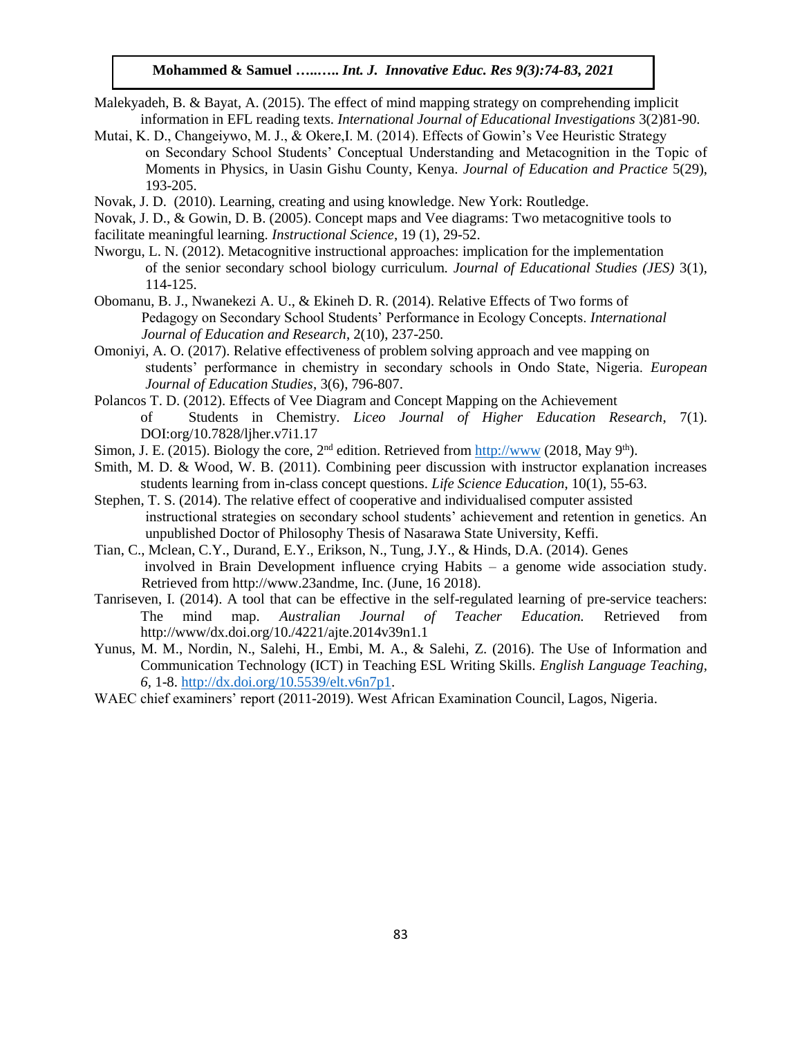Malekyadeh, B. & Bayat, A. (2015). The effect of mind mapping strategy on comprehending implicit information in EFL reading texts. *International Journal of Educational Investigations* 3(2)81-90.

Mutai, K. D., Changeiywo, M. J., & Okere,I. M. (2014). Effects of Gowin's Vee Heuristic Strategy on Secondary School Students' Conceptual Understanding and Metacognition in the Topic of Moments in Physics, in Uasin Gishu County, Kenya. *Journal of Education and Practice* 5(29), 193-205.

Novak, J. D. (2010). Learning, creating and using knowledge. New York: Routledge.

Novak, J. D., & Gowin, D. B. (2005). Concept maps and Vee diagrams: Two metacognitive tools to facilitate meaningful learning. *Instructional Science*, 19 (1), 29-52.

Nworgu, L. N. (2012). Metacognitive instructional approaches: implication for the implementation of the senior secondary school biology curriculum. *Journal of Educational Studies (JES)* 3(1), 114-125.

Obomanu, B. J., Nwanekezi A. U., & Ekineh D. R. (2014). Relative Effects of Two forms of Pedagogy on Secondary School Students' Performance in Ecology Concepts. *International Journal of Education and Research*, 2(10), 237-250.

Omoniyi, A. O. (2017). Relative effectiveness of problem solving approach and vee mapping on students' performance in chemistry in secondary schools in Ondo State, Nigeria. *European Journal of Education Studies*, 3(6), 796-807.

Polancos T. D. (2012). Effects of Vee Diagram and Concept Mapping on the Achievement of Students in Chemistry. *Liceo Journal of Higher Education Research*, 7(1). DOI:org/10.7828/ljher.v7i1.17

Simon, J. E. (2015). Biology the core, 2nd edition. Retrieved from http://www (2018, May 9th).

Smith, M. D. & Wood, W. B. (2011). Combining peer discussion with instructor explanation increases students learning from in-class concept questions. *Life Science Education*, 10(1), 55-63.

Stephen, T. S. (2014). The relative effect of cooperative and individualised computer assisted instructional strategies on secondary school students' achievement and retention in genetics. An unpublished Doctor of Philosophy Thesis of Nasarawa State University, Keffi.

Tian, C., Mclean, C.Y., Durand, E.Y., Erikson, N., Tung, J.Y., & Hinds, D.A. (2014). Genes involved in Brain Development influence crying Habits – a genome wide association study. Retrieved from http://www.23andme, Inc. (June, 16 2018).

Tanriseven, I. (2014). A tool that can be effective in the self-regulated learning of pre-service teachers: The mind map. *Australian Journal of Teacher Education.* Retrieved from http://www/dx.doi.org/10./4221/ajte.2014v39n1.1

Yunus, M. M., Nordin, N., Salehi, H., Embi, M. A., & Salehi, Z. (2016). The Use of Information and Communication Technology (ICT) in Teaching ESL Writing Skills. *English Language Teaching*, *6*, 1-8. http://dx.doi.org/10.5539/elt.v6n7p1.

WAEC chief examiners' report (2011-2019). West African Examination Council, Lagos, Nigeria.